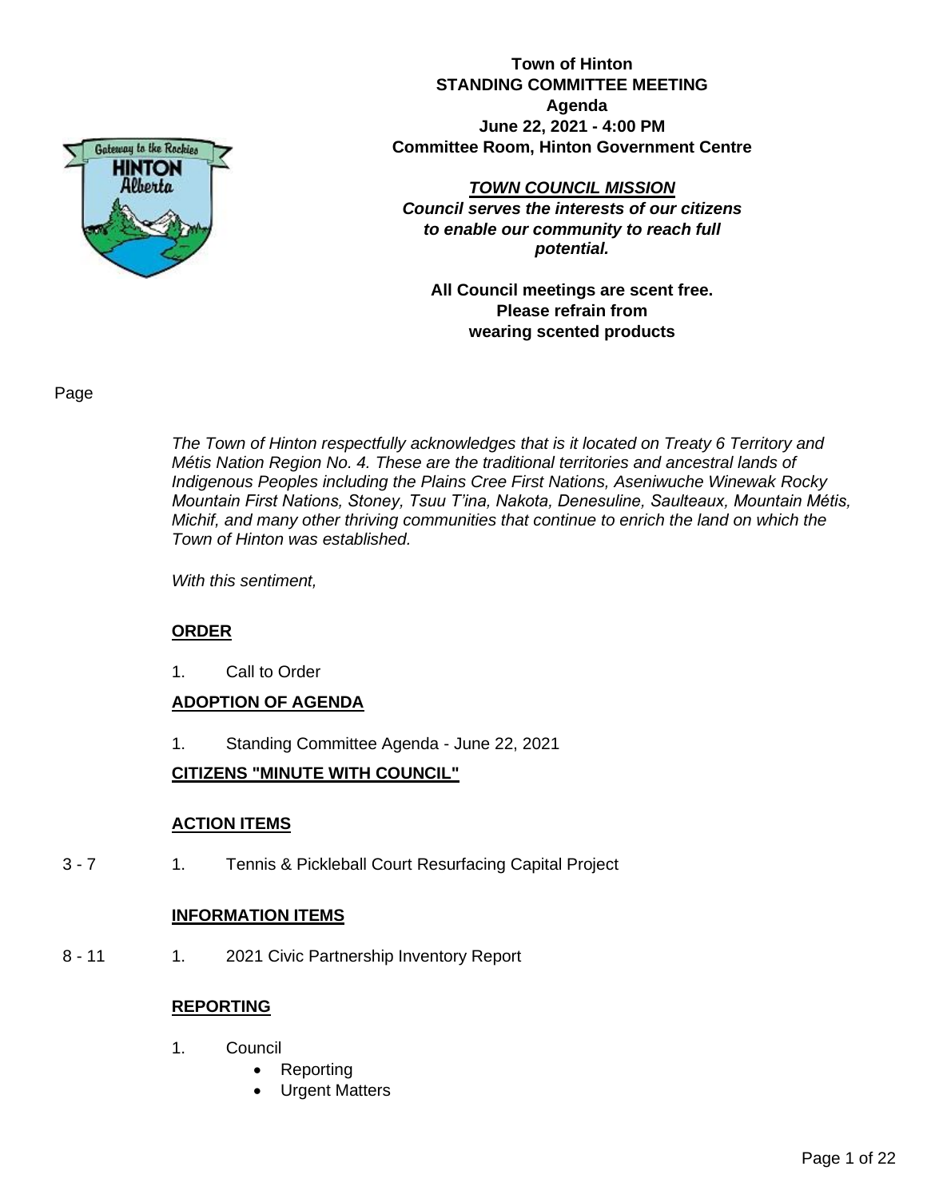**Town of Hinton**
**STANDING COMMITTEE MEETING**
**Agenda**
**June 22, 2021 - 4:00 PM**
**Committee Room, Hinton Government Centre**

***TOWN COUNCIL MISSION***
***Council serves the interests of our citizens to enable our community to reach full potential.***

**All Council meetings are scent free. Please refrain from wearing scented products**

Page

*The Town of Hinton respectfully acknowledges that is it located on Treaty 6 Territory and Métis Nation Region No. 4. These are the traditional territories and ancestral lands of Indigenous Peoples including the Plains Cree First Nations, Aseniwuche Winewak Rocky Mountain First Nations, Stoney, Tsuu T'ina, Nakota, Denesuline, Saulteaux, Mountain Métis, Michif, and many other thriving communities that continue to enrich the land on which the Town of Hinton was established.*

*With this sentiment,*

**ORDER**

1. Call to Order

**ADOPTION OF AGENDA**

1. Standing Committee Agenda - June 22, 2021

**CITIZENS "MINUTE WITH COUNCIL"**

**ACTION ITEMS**

3 - 7 — 1. Tennis & Pickleball Court Resurfacing Capital Project

**INFORMATION ITEMS**

8 - 11 — 1. 2021 Civic Partnership Inventory Report

**REPORTING**

1. Council
   - Reporting
   - Urgent Matters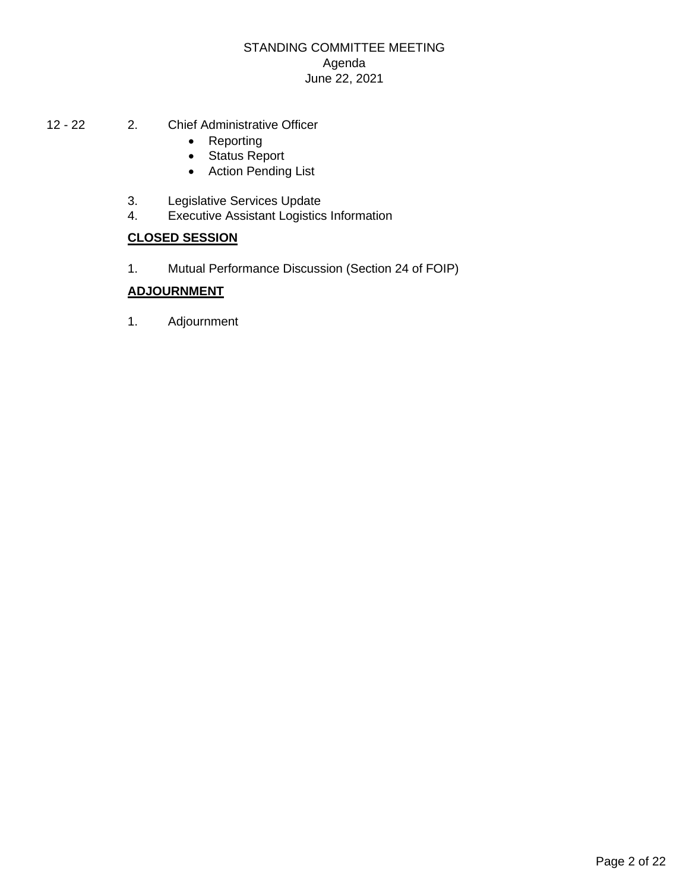12 - 22 2. Chief Administrative Officer
- Reporting
- Status Report
- Action Pending List

3. Legislative Services Update
4. Executive Assistant Logistics Information

**CLOSED SESSION**

1. Mutual Performance Discussion (Section 24 of FOIP)

**ADJOURNMENT**

1. Adjournment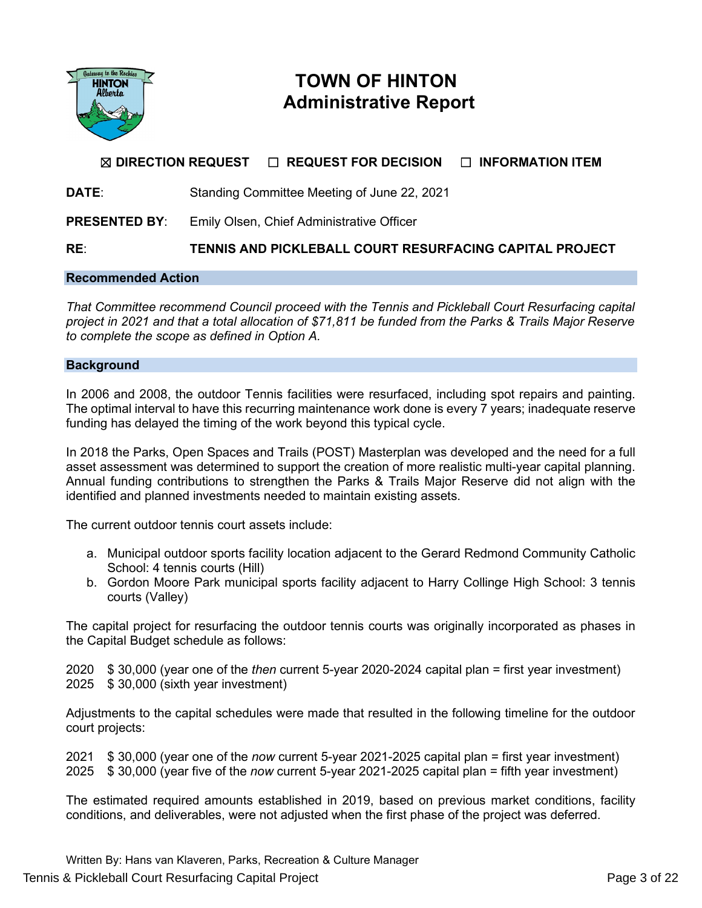# TOWN OF HINTON
## Administrative Report

☒ **DIRECTION REQUEST** ☐ **REQUEST FOR DECISION** ☐ **INFORMATION ITEM**

**DATE**: Standing Committee Meeting of June 22, 2021

**PRESENTED BY**: Emily Olsen, Chief Administrative Officer

**RE**: **TENNIS AND PICKLEBALL COURT RESURFACING CAPITAL PROJECT**

### Recommended Action

*That Committee recommend Council proceed with the Tennis and Pickleball Court Resurfacing capital project in 2021 and that a total allocation of $71,811 be funded from the Parks & Trails Major Reserve to complete the scope as defined in Option A.*

### Background

In 2006 and 2008, the outdoor Tennis facilities were resurfaced, including spot repairs and painting. The optimal interval to have this recurring maintenance work done is every 7 years; inadequate reserve funding has delayed the timing of the work beyond this typical cycle.

In 2018 the Parks, Open Spaces and Trails (POST) Masterplan was developed and the need for a full asset assessment was determined to support the creation of more realistic multi-year capital planning. Annual funding contributions to strengthen the Parks & Trails Major Reserve did not align with the identified and planned investments needed to maintain existing assets.

The current outdoor tennis court assets include:

a. Municipal outdoor sports facility location adjacent to the Gerard Redmond Community Catholic School: 4 tennis courts (Hill)
b. Gordon Moore Park municipal sports facility adjacent to Harry Collinge High School: 3 tennis courts (Valley)

The capital project for resurfacing the outdoor tennis courts was originally incorporated as phases in the Capital Budget schedule as follows:

2020 $ 30,000 (year one of the *then* current 5-year 2020-2024 capital plan = first year investment)
2025 $ 30,000 (sixth year investment)

Adjustments to the capital schedules were made that resulted in the following timeline for the outdoor court projects:

2021 $ 30,000 (year one of the *now* current 5-year 2021-2025 capital plan = first year investment)
2025 $ 30,000 (year five of the *now* current 5-year 2021-2025 capital plan = fifth year investment)

The estimated required amounts established in 2019, based on previous market conditions, facility conditions, and deliverables, were not adjusted when the first phase of the project was deferred.

Written By: Hans van Klaveren, Parks, Recreation & Culture Manager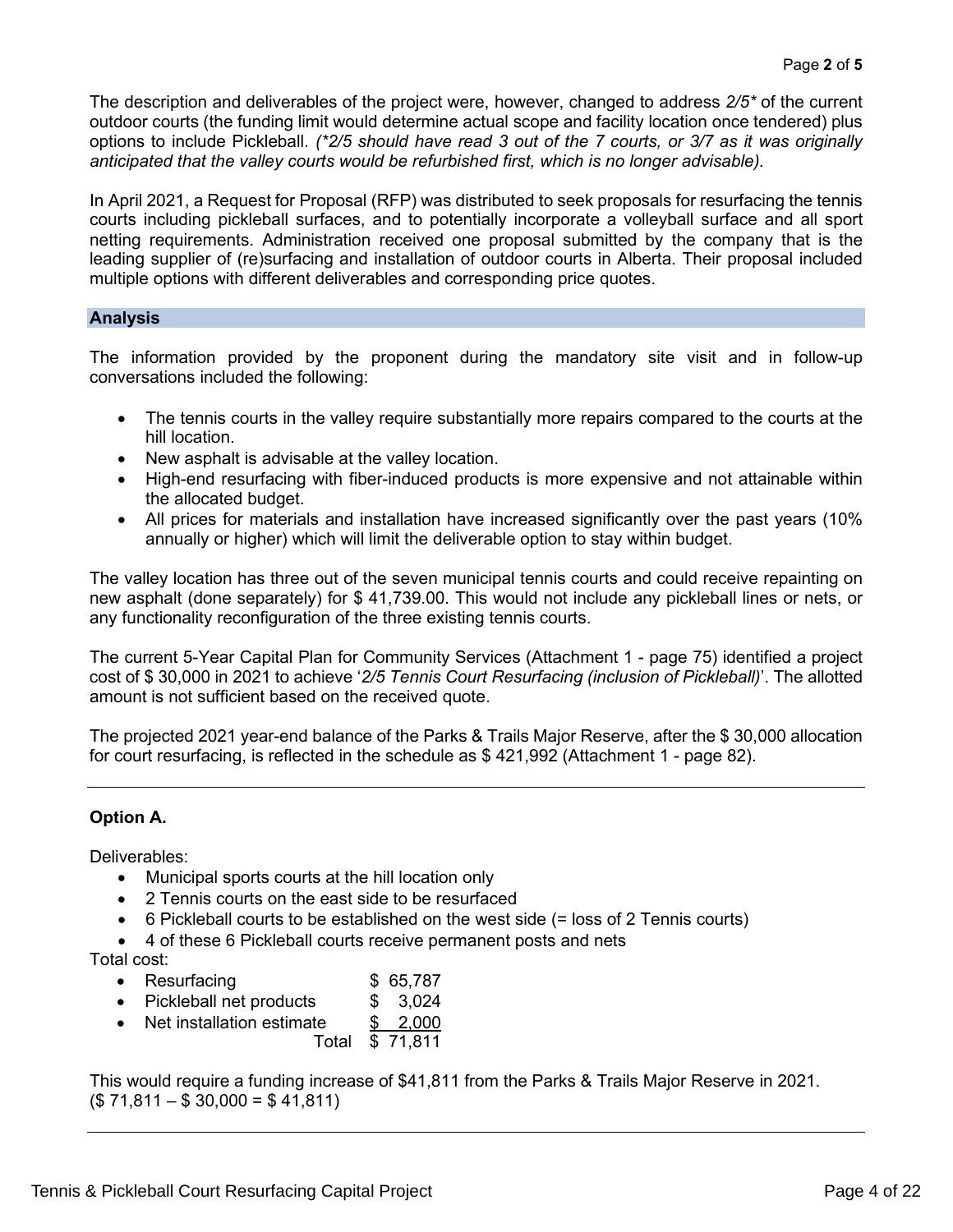The description and deliverables of the project were, however, changed to address *2/5** of the current outdoor courts (the funding limit would determine actual scope and facility location once tendered) plus options to include Pickleball. *(*2/5 should have read 3 out of the 7 courts, or 3/7 as it was originally anticipated that the valley courts would be refurbished first, which is no longer advisable).*

In April 2021, a Request for Proposal (RFP) was distributed to seek proposals for resurfacing the tennis courts including pickleball surfaces, and to potentially incorporate a volleyball surface and all sport netting requirements. Administration received one proposal submitted by the company that is the leading supplier of (re)surfacing and installation of outdoor courts in Alberta. Their proposal included multiple options with different deliverables and corresponding price quotes.

## Analysis

The information provided by the proponent during the mandatory site visit and in follow-up conversations included the following:

- The tennis courts in the valley require substantially more repairs compared to the courts at the hill location.
- New asphalt is advisable at the valley location.
- High-end resurfacing with fiber-induced products is more expensive and not attainable within the allocated budget.
- All prices for materials and installation have increased significantly over the past years (10% annually or higher) which will limit the deliverable option to stay within budget.

The valley location has three out of the seven municipal tennis courts and could receive repainting on new asphalt (done separately) for $ 41,739.00. This would not include any pickleball lines or nets, or any functionality reconfiguration of the three existing tennis courts.

The current 5-Year Capital Plan for Community Services (Attachment 1 - page 75) identified a project cost of $ 30,000 in 2021 to achieve '*2/5 Tennis Court Resurfacing (inclusion of Pickleball)*'. The allotted amount is not sufficient based on the received quote.

The projected 2021 year-end balance of the Parks & Trails Major Reserve, after the $ 30,000 allocation for court resurfacing, is reflected in the schedule as $ 421,992 (Attachment 1 - page 82).

---

### Option A.

Deliverables:

- Municipal sports courts at the hill location only
- 2 Tennis courts on the east side to be resurfaced
- 6 Pickleball courts to be established on the west side (= loss of 2 Tennis courts)
- 4 of these 6 Pickleball courts receive permanent posts and nets

Total cost:

| | |
|---|---|
| • Resurfacing | $ 65,787 |
| • Pickleball net products | $ 3,024 |
| • Net installation estimate | $ 2,000 |
| Total | $ 71,811 |

This would require a funding increase of $41,811 from the Parks & Trails Major Reserve in 2021. ($ 71,811 – $ 30,000 = $ 41,811)

---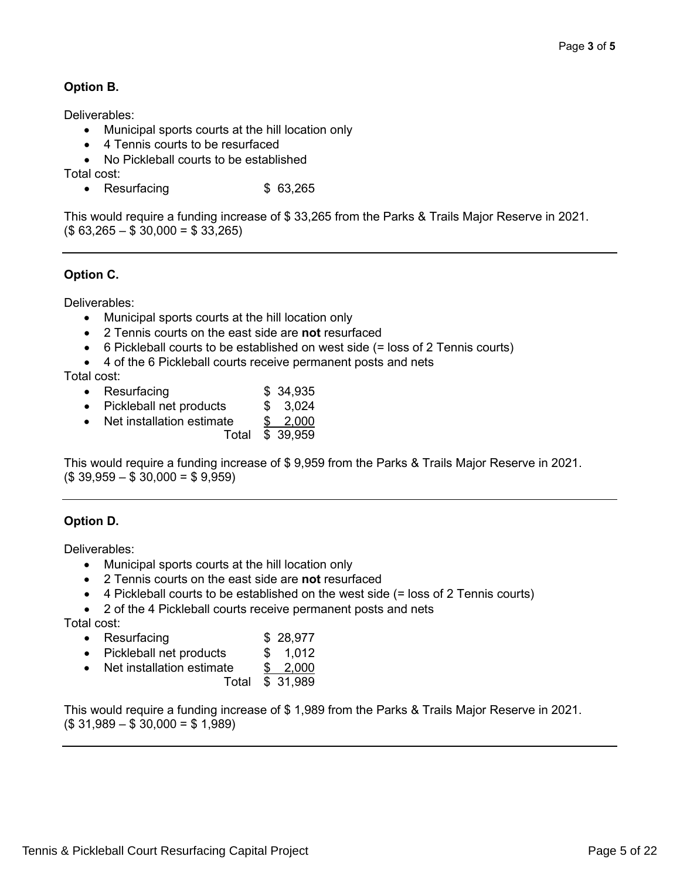**Option B.**

Deliverables:

- Municipal sports courts at the hill location only
- 4 Tennis courts to be resurfaced
- No Pickleball courts to be established

Total cost:

- Resurfacing $ 63,265

This would require a funding increase of $ 33,265 from the Parks & Trails Major Reserve in 2021. ($ 63,265 – $ 30,000 = $ 33,265)

---

**Option C.**

Deliverables:

- Municipal sports courts at the hill location only
- 2 Tennis courts on the east side are **not** resurfaced
- 6 Pickleball courts to be established on west side (= loss of 2 Tennis courts)
- 4 of the 6 Pickleball courts receive permanent posts and nets

Total cost:

| | |
|---|---|
| Resurfacing | $ 34,935 |
| Pickleball net products | $ 3,024 |
| Net installation estimate | $ 2,000 |
| Total | $ 39,959 |

This would require a funding increase of $ 9,959 from the Parks & Trails Major Reserve in 2021. ($ 39,959 – $ 30,000 = $ 9,959)

---

**Option D.**

Deliverables:

- Municipal sports courts at the hill location only
- 2 Tennis courts on the east side are **not** resurfaced
- 4 Pickleball courts to be established on the west side (= loss of 2 Tennis courts)
- 2 of the 4 Pickleball courts receive permanent posts and nets

Total cost:

| | |
|---|---|
| Resurfacing | $ 28,977 |
| Pickleball net products | $ 1,012 |
| Net installation estimate | $ 2,000 |
| Total | $ 31,989 |

This would require a funding increase of $ 1,989 from the Parks & Trails Major Reserve in 2021. ($ 31,989 – $ 30,000 = $ 1,989)

---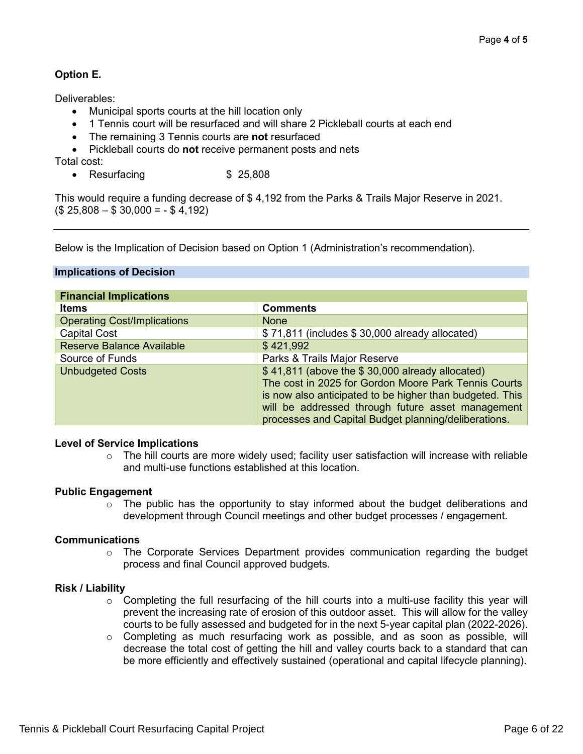**Option E.**

Deliverables:

- Municipal sports courts at the hill location only
- 1 Tennis court will be resurfaced and will share 2 Pickleball courts at each end
- The remaining 3 Tennis courts are **not** resurfaced
- Pickleball courts do **not** receive permanent posts and nets

Total cost:

- Resurfacing $ 25,808

This would require a funding decrease of $ 4,192 from the Parks & Trails Major Reserve in 2021. ($ 25,808 – $ 30,000 = - $ 4,192)

---

Below is the Implication of Decision based on Option 1 (Administration's recommendation).

## Implications of Decision

| Financial Implications | |
|---|---|
| **Items** | **Comments** |
| Operating Cost/Implications | None |
| Capital Cost | $ 71,811 (includes $ 30,000 already allocated) |
| Reserve Balance Available | $ 421,992 |
| Source of Funds | Parks & Trails Major Reserve |
| Unbudgeted Costs | $ 41,811 (above the $ 30,000 already allocated) The cost in 2025 for Gordon Moore Park Tennis Courts is now also anticipated to be higher than budgeted. This will be addressed through future asset management processes and Capital Budget planning/deliberations. |

**Level of Service Implications**

- The hill courts are more widely used; facility user satisfaction will increase with reliable and multi-use functions established at this location.

**Public Engagement**

- The public has the opportunity to stay informed about the budget deliberations and development through Council meetings and other budget processes / engagement.

**Communications**

- The Corporate Services Department provides communication regarding the budget process and final Council approved budgets.

**Risk / Liability**

- Completing the full resurfacing of the hill courts into a multi-use facility this year will prevent the increasing rate of erosion of this outdoor asset. This will allow for the valley courts to be fully assessed and budgeted for in the next 5-year capital plan (2022-2026).
- Completing as much resurfacing work as possible, and as soon as possible, will decrease the total cost of getting the hill and valley courts back to a standard that can be more efficiently and effectively sustained (operational and capital lifecycle planning).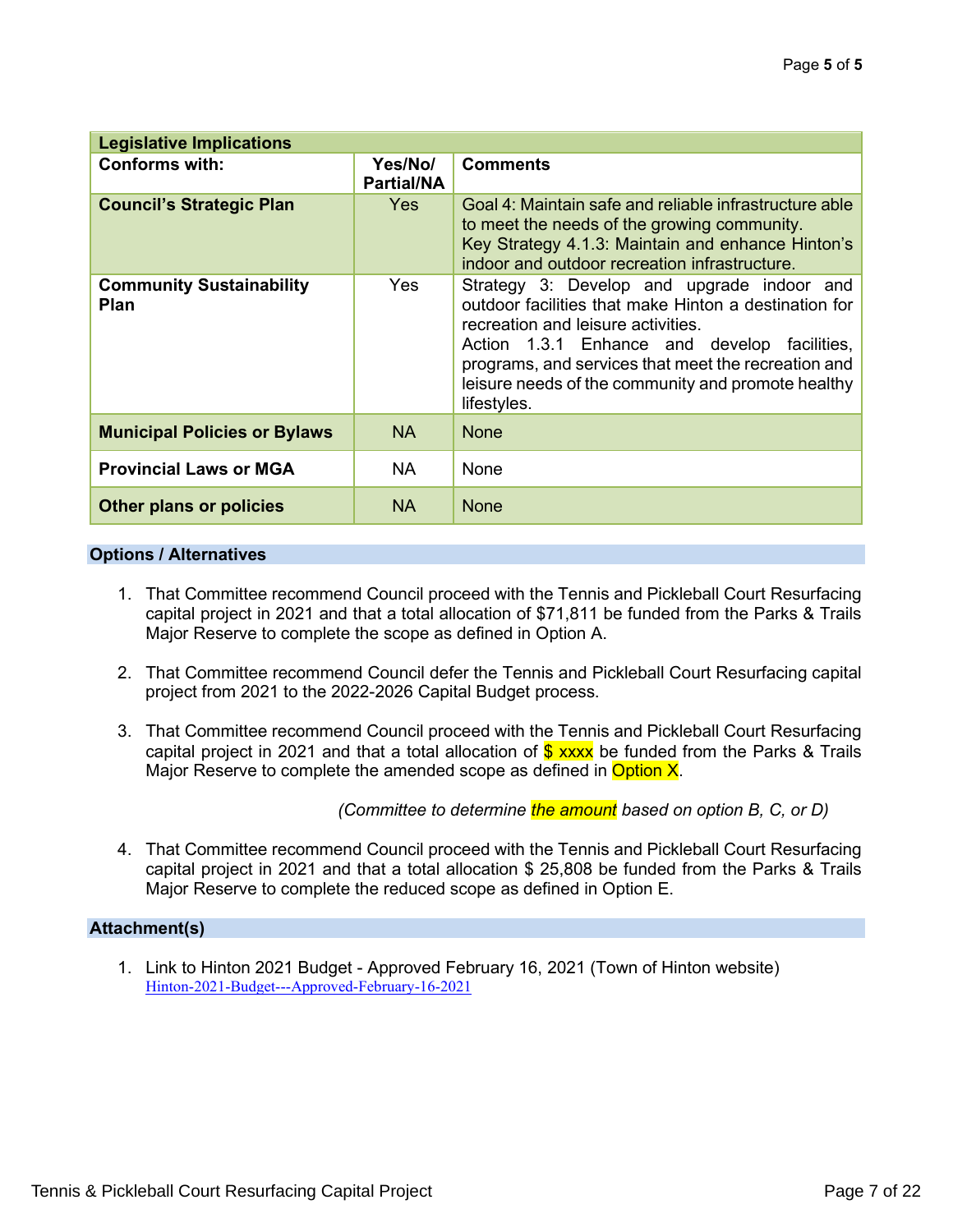| Legislative Implications | | |
|---|---|---|
| **Conforms with:** | **Yes/No/ Partial/NA** | **Comments** |
| **Council's Strategic Plan** | Yes | Goal 4: Maintain safe and reliable infrastructure able to meet the needs of the growing community. Key Strategy 4.1.3: Maintain and enhance Hinton's indoor and outdoor recreation infrastructure. |
| **Community Sustainability Plan** | Yes | Strategy 3: Develop and upgrade indoor and outdoor facilities that make Hinton a destination for recreation and leisure activities. Action 1.3.1 Enhance and develop facilities, programs, and services that meet the recreation and leisure needs of the community and promote healthy lifestyles. |
| **Municipal Policies or Bylaws** | NA | None |
| **Provincial Laws or MGA** | NA | None |
| **Other plans or policies** | NA | None |

## Options / Alternatives

1. That Committee recommend Council proceed with the Tennis and Pickleball Court Resurfacing capital project in 2021 and that a total allocation of $71,811 be funded from the Parks & Trails Major Reserve to complete the scope as defined in Option A.

2. That Committee recommend Council defer the Tennis and Pickleball Court Resurfacing capital project from 2021 to the 2022-2026 Capital Budget process.

3. That Committee recommend Council proceed with the Tennis and Pickleball Court Resurfacing capital project in 2021 and that a total allocation of $ xxxx be funded from the Parks & Trails Major Reserve to complete the amended scope as defined in Option X.

   *(Committee to determine the amount based on option B, C, or D)*

4. That Committee recommend Council proceed with the Tennis and Pickleball Court Resurfacing capital project in 2021 and that a total allocation $ 25,808 be funded from the Parks & Trails Major Reserve to complete the reduced scope as defined in Option E.

## Attachment(s)

1. Link to Hinton 2021 Budget - Approved February 16, 2021 (Town of Hinton website) Hinton-2021-Budget---Approved-February-16-2021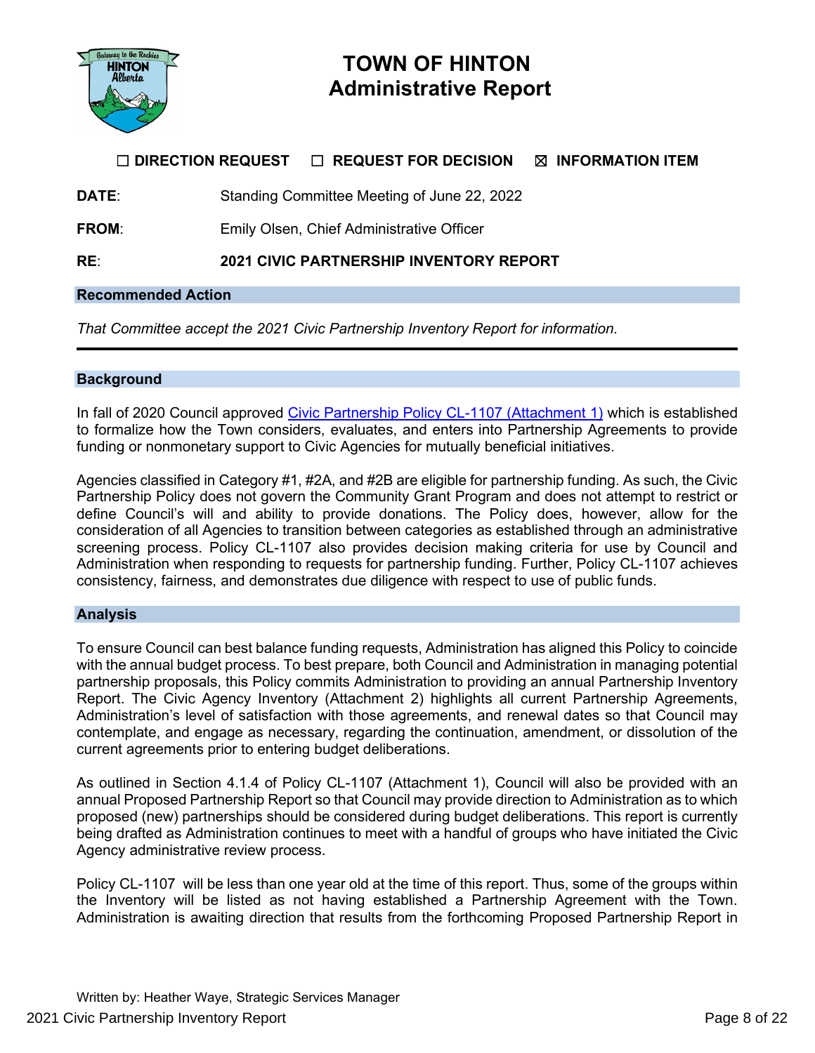# TOWN OF HINTON
# Administrative Report

☐ **DIRECTION REQUEST** ☐ **REQUEST FOR DECISION** ☒ **INFORMATION ITEM**

**DATE**: Standing Committee Meeting of June 22, 2022

**FROM**: Emily Olsen, Chief Administrative Officer

**RE**: **2021 CIVIC PARTNERSHIP INVENTORY REPORT**

## Recommended Action

*That Committee accept the 2021 Civic Partnership Inventory Report for information.*

---

## Background

In fall of 2020 Council approved Civic Partnership Policy CL-1107 (Attachment 1) which is established to formalize how the Town considers, evaluates, and enters into Partnership Agreements to provide funding or nonmonetary support to Civic Agencies for mutually beneficial initiatives.

Agencies classified in Category #1, #2A, and #2B are eligible for partnership funding. As such, the Civic Partnership Policy does not govern the Community Grant Program and does not attempt to restrict or define Council's will and ability to provide donations. The Policy does, however, allow for the consideration of all Agencies to transition between categories as established through an administrative screening process. Policy CL-1107 also provides decision making criteria for use by Council and Administration when responding to requests for partnership funding. Further, Policy CL-1107 achieves consistency, fairness, and demonstrates due diligence with respect to use of public funds.

## Analysis

To ensure Council can best balance funding requests, Administration has aligned this Policy to coincide with the annual budget process. To best prepare, both Council and Administration in managing potential partnership proposals, this Policy commits Administration to providing an annual Partnership Inventory Report. The Civic Agency Inventory (Attachment 2) highlights all current Partnership Agreements, Administration's level of satisfaction with those agreements, and renewal dates so that Council may contemplate, and engage as necessary, regarding the continuation, amendment, or dissolution of the current agreements prior to entering budget deliberations.

As outlined in Section 4.1.4 of Policy CL-1107 (Attachment 1), Council will also be provided with an annual Proposed Partnership Report so that Council may provide direction to Administration as to which proposed (new) partnerships should be considered during budget deliberations. This report is currently being drafted as Administration continues to meet with a handful of groups who have initiated the Civic Agency administrative review process.

Policy CL-1107 will be less than one year old at the time of this report. Thus, some of the groups within the Inventory will be listed as not having established a Partnership Agreement with the Town. Administration is awaiting direction that results from the forthcoming Proposed Partnership Report in

Written by: Heather Waye, Strategic Services Manager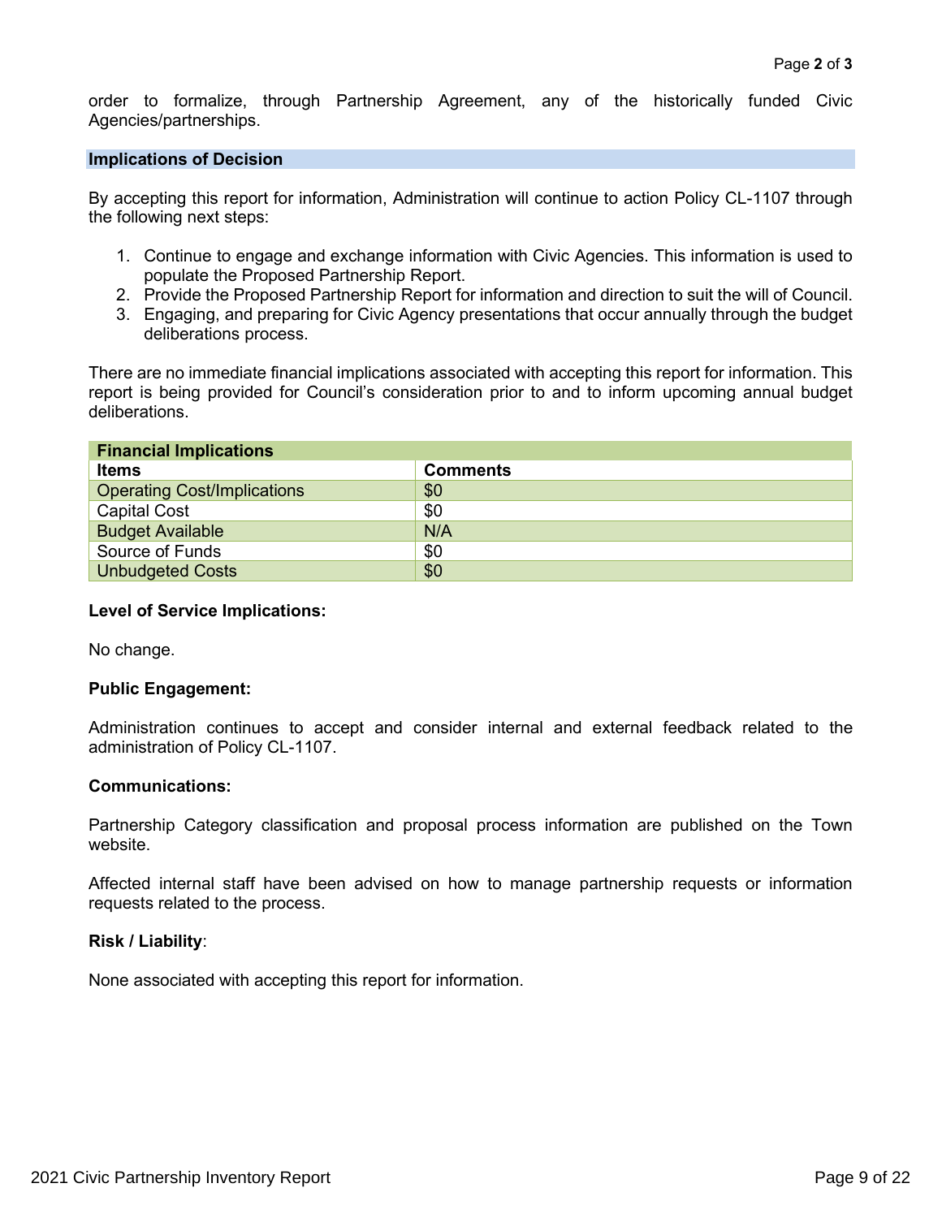order to formalize, through Partnership Agreement, any of the historically funded Civic Agencies/partnerships.

## Implications of Decision

By accepting this report for information, Administration will continue to action Policy CL-1107 through the following next steps:

1. Continue to engage and exchange information with Civic Agencies. This information is used to populate the Proposed Partnership Report.
2. Provide the Proposed Partnership Report for information and direction to suit the will of Council.
3. Engaging, and preparing for Civic Agency presentations that occur annually through the budget deliberations process.

There are no immediate financial implications associated with accepting this report for information. This report is being provided for Council's consideration prior to and to inform upcoming annual budget deliberations.

| Financial Implications | |
|---|---|
| **Items** | **Comments** |
| Operating Cost/Implications | $0 |
| Capital Cost | $0 |
| Budget Available | N/A |
| Source of Funds | $0 |
| Unbudgeted Costs | $0 |

**Level of Service Implications:**

No change.

**Public Engagement:**

Administration continues to accept and consider internal and external feedback related to the administration of Policy CL-1107.

**Communications:**

Partnership Category classification and proposal process information are published on the Town website.

Affected internal staff have been advised on how to manage partnership requests or information requests related to the process.

**Risk / Liability**:

None associated with accepting this report for information.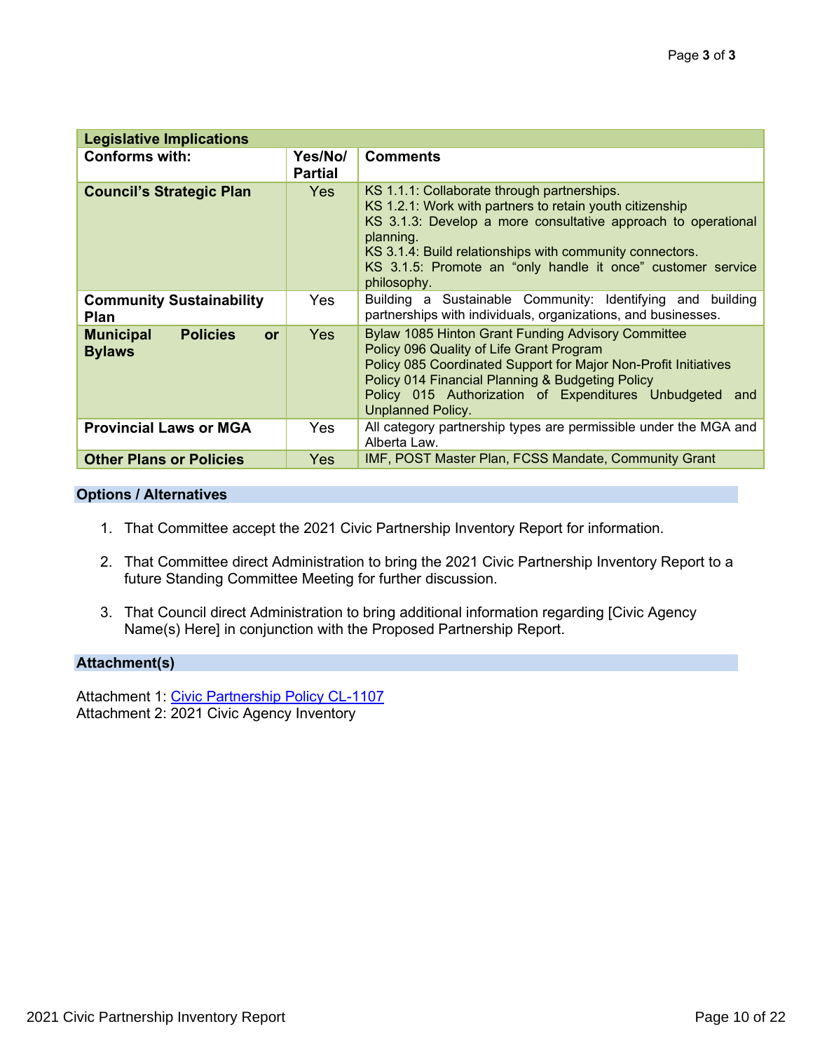| Legislative Implications | | |
|---|---|---|
| **Conforms with:** | **Yes/No/ Partial** | **Comments** |
| **Council's Strategic Plan** | Yes | KS 1.1.1: Collaborate through partnerships.<br>KS 1.2.1: Work with partners to retain youth citizenship<br>KS 3.1.3: Develop a more consultative approach to operational planning.<br>KS 3.1.4: Build relationships with community connectors.<br>KS 3.1.5: Promote an "only handle it once" customer service philosophy. |
| **Community Sustainability Plan** | Yes | Building a Sustainable Community: Identifying and building partnerships with individuals, organizations, and businesses. |
| **Municipal Policies or Bylaws** | Yes | Bylaw 1085 Hinton Grant Funding Advisory Committee<br>Policy 096 Quality of Life Grant Program<br>Policy 085 Coordinated Support for Major Non-Profit Initiatives<br>Policy 014 Financial Planning & Budgeting Policy<br>Policy 015 Authorization of Expenditures Unbudgeted and Unplanned Policy. |
| **Provincial Laws or MGA** | Yes | All category partnership types are permissible under the MGA and Alberta Law. |
| **Other Plans or Policies** | Yes | IMF, POST Master Plan, FCSS Mandate, Community Grant |

## Options / Alternatives

1. That Committee accept the 2021 Civic Partnership Inventory Report for information.

2. That Committee direct Administration to bring the 2021 Civic Partnership Inventory Report to a future Standing Committee Meeting for further discussion.

3. That Council direct Administration to bring additional information regarding [Civic Agency Name(s) Here] in conjunction with the Proposed Partnership Report.

## Attachment(s)

Attachment 1: Civic Partnership Policy CL-1107
Attachment 2: 2021 Civic Agency Inventory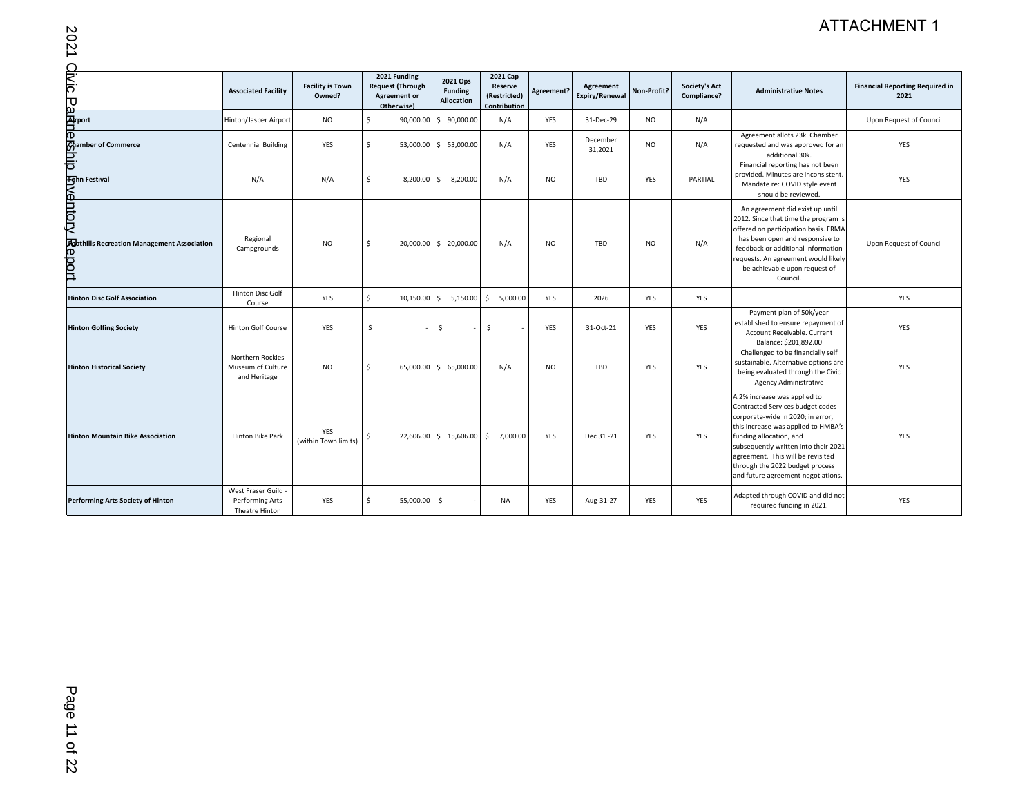ATTACHMENT 1

# 2021 Civic Partnership Inventory Report

| | Associated Facility | Facility is Town Owned? | 2021 Funding Request (Through Agreement or Otherwise) | 2021 Ops Funding Allocation | 2021 Cap Reserve (Restricted) Contribution | Agreement? | Agreement Expiry/Renewal | Non-Profit? | Society's Act Compliance? | Administrative Notes | Financial Reporting Required in 2021 |
|---|---|---|---|---|---|---|---|---|---|---|---|
| **Airport** | Hinton/Jasper Airport | NO | $ 90,000.00 | $ 90,000.00 | N/A | YES | 31-Dec-29 | NO | N/A | | Upon Request of Council |
| **Chamber of Commerce** | Centennial Building | YES | $ 53,000.00 | $ 53,000.00 | N/A | YES | December 31,2021 | NO | N/A | Agreement allots 23k. Chamber requested and was approved for an additional 30k. | YES |
| **Fohn Festival** | N/A | N/A | $ 8,200.00 | $ 8,200.00 | N/A | NO | TBD | YES | PARTIAL | Financial reporting has not been provided. Minutes are inconsistent. Mandate re: COVID style event should be reviewed. | YES |
| **Foothills Recreation Management Association** | Regional Campgrounds | NO | $ 20,000.00 | $ 20,000.00 | N/A | NO | TBD | NO | N/A | An agreement did exist up until 2012. Since that time the program is offered on participation basis. FRMA has been open and responsive to feedback or additional information requests. An agreement would likely be achievable upon request of Council. | Upon Request of Council |
| **Hinton Disc Golf Association** | Hinton Disc Golf Course | YES | $ 10,150.00 | $ 5,150.00 | $ 5,000.00 | YES | 2026 | YES | YES | | YES |
| **Hinton Golfing Society** | Hinton Golf Course | YES | $ - | $ - | $ - | YES | 31-Oct-21 | YES | YES | Payment plan of 50k/year established to ensure repayment of Account Receivable. Current Balance: $201,892.00 | YES |
| **Hinton Historical Society** | Northern Rockies Museum of Culture and Heritage | NO | $ 65,000.00 | $ 65,000.00 | N/A | NO | TBD | YES | YES | Challenged to be financially self sustainable. Alternative options are being evaluated through the Civic Agency Administrative | YES |
| **Hinton Mountain Bike Association** | Hinton Bike Park | YES (within Town limits) | $ 22,606.00 | $ 15,606.00 | $ 7,000.00 | YES | Dec 31 -21 | YES | YES | A 2% increase was applied to Contracted Services budget codes corporate-wide in 2020; in error, this increase was applied to HMBA's funding allocation, and subsequently written into their 2021 agreement. This will be revisited through the 2022 budget process and future agreement negotiations. | YES |
| **Performing Arts Society of Hinton** | West Fraser Guild - Performing Arts Theatre Hinton | YES | $ 55,000.00 | $ - | NA | YES | Aug-31-27 | YES | YES | Adapted through COVID and did not required funding in 2021. | YES |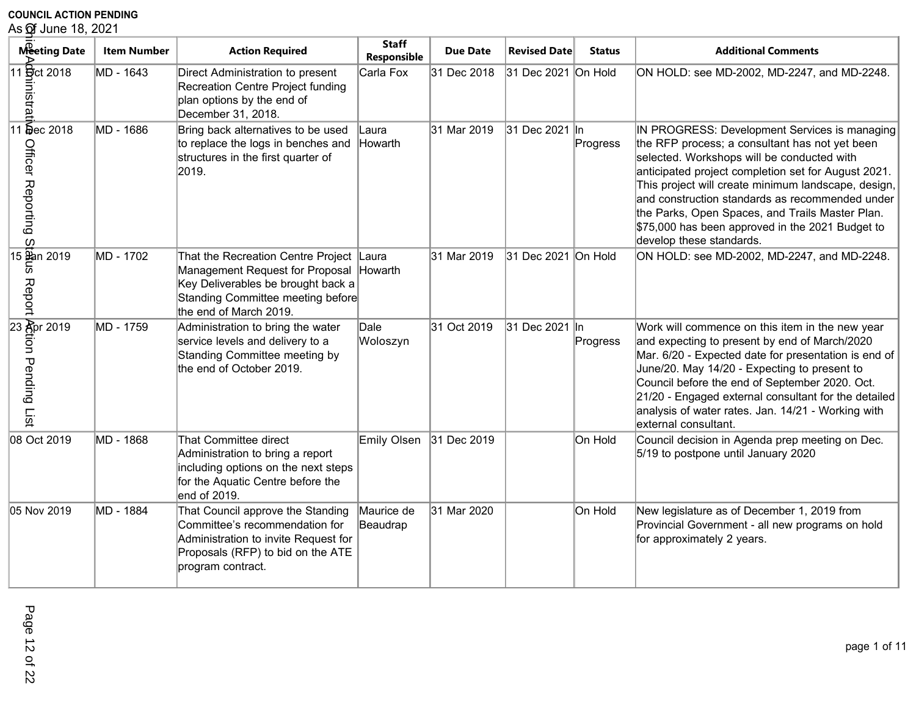**COUNCIL ACTION PENDING**

As Of June 18, 2021

| Meeting Date | Item Number | Action Required | Staff Responsible | Due Date | Revised Date | Status | Additional Comments |
|---|---|---|---|---|---|---|---|
| 11 Oct 2018 | MD - 1643 | Direct Administration to present Recreation Centre Project funding plan options by the end of December 31, 2018. | Carla Fox | 31 Dec 2018 | 31 Dec 2021 | On Hold | ON HOLD: see MD-2002, MD-2247, and MD-2248. |
| 11 Dec 2018 | MD - 1686 | Bring back alternatives to be used to replace the logs in benches and structures in the first quarter of 2019. | Laura Howarth | 31 Mar 2019 | 31 Dec 2021 | In Progress | IN PROGRESS: Development Services is managing the RFP process; a consultant has not yet been selected. Workshops will be conducted with anticipated project completion set for August 2021. This project will create minimum landscape, design, and construction standards as recommended under the Parks, Open Spaces, and Trails Master Plan. $75,000 has been approved in the 2021 Budget to develop these standards. |
| 15 Jan 2019 | MD - 1702 | That the Recreation Centre Project Management Request for Proposal Key Deliverables be brought back a Standing Committee meeting before the end of March 2019. | Laura Howarth | 31 Mar 2019 | 31 Dec 2021 | On Hold | ON HOLD: see MD-2002, MD-2247, and MD-2248. |
| 23 Apr 2019 | MD - 1759 | Administration to bring the water service levels and delivery to a Standing Committee meeting by the end of October 2019. | Dale Woloszyn | 31 Oct 2019 | 31 Dec 2021 | In Progress | Work will commence on this item in the new year and expecting to present by end of March/2020 Mar. 6/20 - Expected date for presentation is end of June/20. May 14/20 - Expecting to present to Council before the end of September 2020. Oct. 21/20 - Engaged external consultant for the detailed analysis of water rates. Jan. 14/21 - Working with external consultant. |
| 08 Oct 2019 | MD - 1868 | That Committee direct Administration to bring a report including options on the next steps for the Aquatic Centre before the end of 2019. | Emily Olsen | 31 Dec 2019 | | On Hold | Council decision in Agenda prep meeting on Dec. 5/19 to postpone until January 2020 |
| 05 Nov 2019 | MD - 1884 | That Council approve the Standing Committee's recommendation for Administration to invite Request for Proposals (RFP) to bid on the ATE program contract. | Maurice de Beaudrap | 31 Mar 2020 | | On Hold | New legislature as of December 1, 2019 from Provincial Government - all new programs on hold for approximately 2 years. |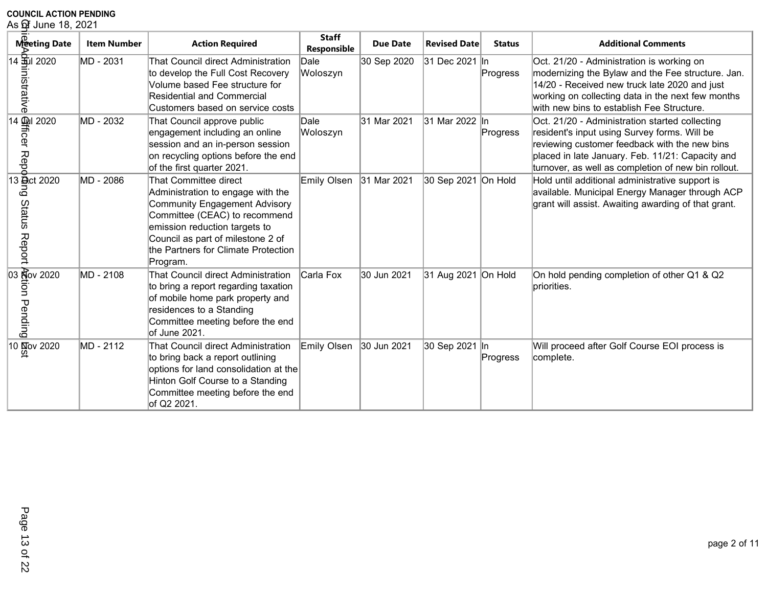**COUNCIL ACTION PENDING**

As of June 18, 2021

| Meeting Date | Item Number | Action Required | Staff Responsible | Due Date | Revised Date | Status | Additional Comments |
|---|---|---|---|---|---|---|---|
| 14 Jul 2020 | MD - 2031 | That Council direct Administration to develop the Full Cost Recovery Volume based Fee structure for Residential and Commercial Customers based on service costs | Dale Woloszyn | 30 Sep 2020 | 31 Dec 2021 | In Progress | Oct. 21/20 - Administration is working on modernizing the Bylaw and the Fee structure. Jan. 14/20 - Received new truck late 2020 and just working on collecting data in the next few months with new bins to establish Fee Structure. |
| 14 Jul 2020 | MD - 2032 | That Council approve public engagement including an online session and an in-person session on recycling options before the end of the first quarter 2021. | Dale Woloszyn | 31 Mar 2021 | 31 Mar 2022 | In Progress | Oct. 21/20 - Administration started collecting resident's input using Survey forms. Will be reviewing customer feedback with the new bins placed in late January. Feb. 11/21: Capacity and turnover, as well as completion of new bin rollout. |
| 13 Oct 2020 | MD - 2086 | That Committee direct Administration to engage with the Community Engagement Advisory Committee (CEAC) to recommend emission reduction targets to Council as part of milestone 2 of the Partners for Climate Protection Program. | Emily Olsen | 31 Mar 2021 | 30 Sep 2021 | On Hold | Hold until additional administrative support is available. Municipal Energy Manager through ACP grant will assist. Awaiting awarding of that grant. |
| 03 Nov 2020 | MD - 2108 | That Council direct Administration to bring a report regarding taxation of mobile home park property and residences to a Standing Committee meeting before the end of June 2021. | Carla Fox | 30 Jun 2021 | 31 Aug 2021 | On Hold | On hold pending completion of other Q1 & Q2 priorities. |
| 10 Nov 2020 | MD - 2112 | That Council direct Administration to bring back a report outlining options for land consolidation at the Hinton Golf Course to a Standing Committee meeting before the end of Q2 2021. | Emily Olsen | 30 Jun 2021 | 30 Sep 2021 | In Progress | Will proceed after Golf Course EOI process is complete. |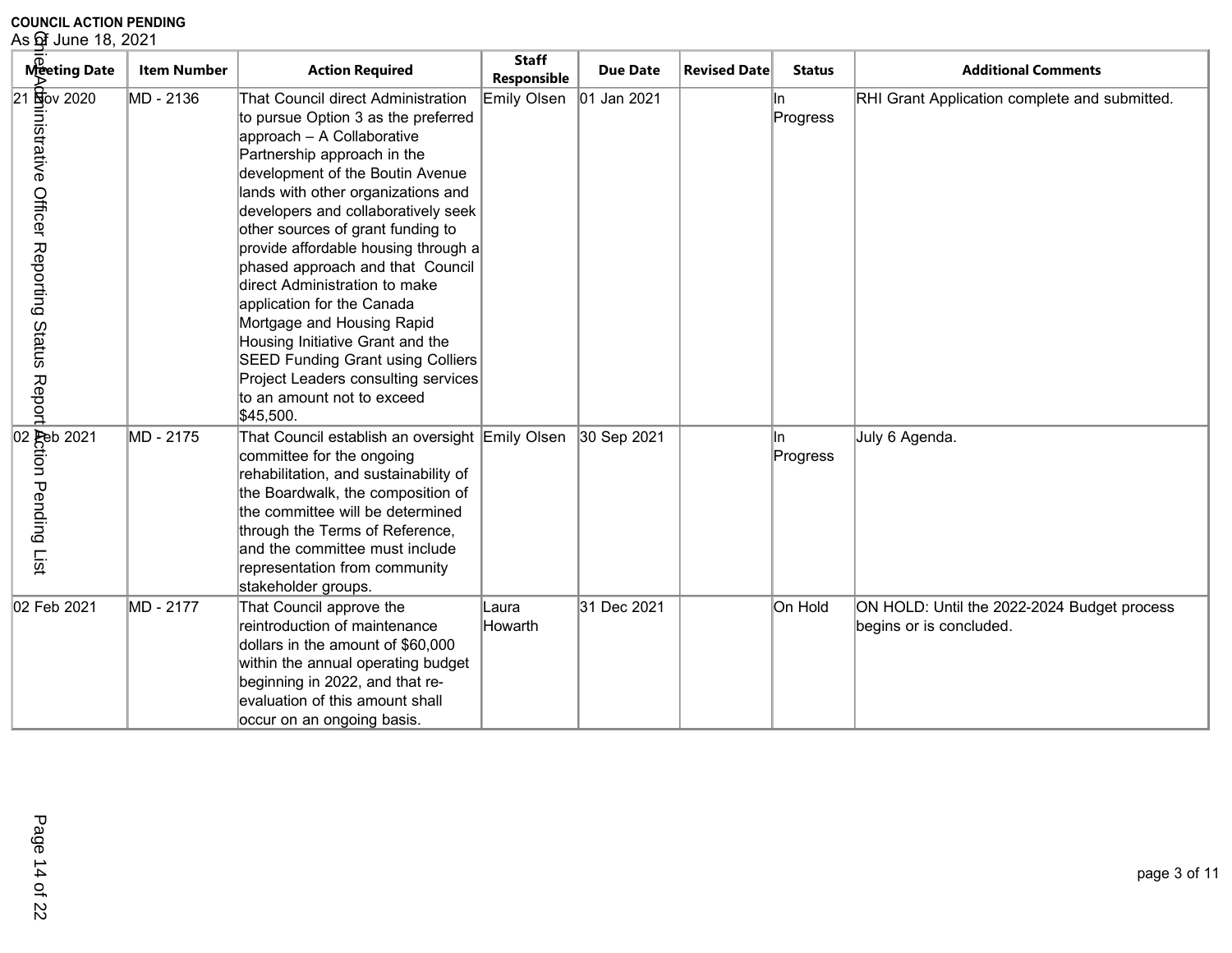**COUNCIL ACTION PENDING**

As of June 18, 2021

| Meeting Date | Item Number | Action Required | Staff Responsible | Due Date | Revised Date | Status | Additional Comments |
|---|---|---|---|---|---|---|---|
| 21 Nov 2020 | MD - 2136 | That Council direct Administration to pursue Option 3 as the preferred approach – A Collaborative Partnership approach in the development of the Boutin Avenue lands with other organizations and developers and collaboratively seek other sources of grant funding to provide affordable housing through a phased approach and that Council direct Administration to make application for the Canada Mortgage and Housing Rapid Housing Initiative Grant and the SEED Funding Grant using Colliers Project Leaders consulting services to an amount not to exceed $45,500. | Emily Olsen | 01 Jan 2021 | | In Progress | RHI Grant Application complete and submitted. |
| 02 Feb 2021 | MD - 2175 | That Council establish an oversight committee for the ongoing rehabilitation, and sustainability of the Boardwalk, the composition of the committee will be determined through the Terms of Reference, and the committee must include representation from community stakeholder groups. | Emily Olsen | 30 Sep 2021 | | In Progress | July 6 Agenda. |
| 02 Feb 2021 | MD - 2177 | That Council approve the reintroduction of maintenance dollars in the amount of $60,000 within the annual operating budget beginning in 2022, and that re-evaluation of this amount shall occur on an ongoing basis. | Laura Howarth | 31 Dec 2021 | | On Hold | ON HOLD: Until the 2022-2024 Budget process begins or is concluded. |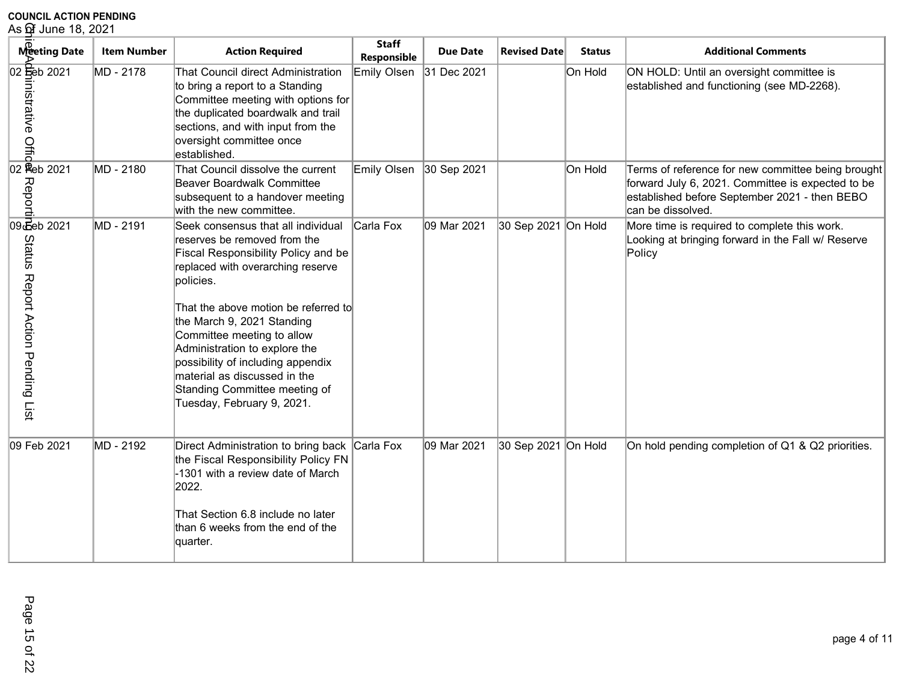**COUNCIL ACTION PENDING**

As of June 18, 2021

| Meeting Date | Item Number | Action Required | Staff Responsible | Due Date | Revised Date | Status | Additional Comments |
|---|---|---|---|---|---|---|---|
| 02 Feb 2021 | MD - 2178 | That Council direct Administration to bring a report to a Standing Committee meeting with options for the duplicated boardwalk and trail sections, and with input from the oversight committee once established. | Emily Olsen | 31 Dec 2021 | | On Hold | ON HOLD: Until an oversight committee is established and functioning (see MD-2268). |
| 02 Feb 2021 | MD - 2180 | That Council dissolve the current Beaver Boardwalk Committee subsequent to a handover meeting with the new committee. | Emily Olsen | 30 Sep 2021 | | On Hold | Terms of reference for new committee being brought forward July 6, 2021. Committee is expected to be established before September 2021 - then BEBO can be dissolved. |
| 09 Feb 2021 | MD - 2191 | Seek consensus that all individual reserves be removed from the Fiscal Responsibility Policy and be replaced with overarching reserve policies.<br><br>That the above motion be referred to the March 9, 2021 Standing Committee meeting to allow Administration to explore the possibility of including appendix material as discussed in the Standing Committee meeting of Tuesday, February 9, 2021. | Carla Fox | 09 Mar 2021 | 30 Sep 2021 | On Hold | More time is required to complete this work. Looking at bringing forward in the Fall w/ Reserve Policy |
| 09 Feb 2021 | MD - 2192 | Direct Administration to bring back the Fiscal Responsibility Policy FN -1301 with a review date of March 2022.<br><br>That Section 6.8 include no later than 6 weeks from the end of the quarter. | Carla Fox | 09 Mar 2021 | 30 Sep 2021 | On Hold | On hold pending completion of Q1 & Q2 priorities. |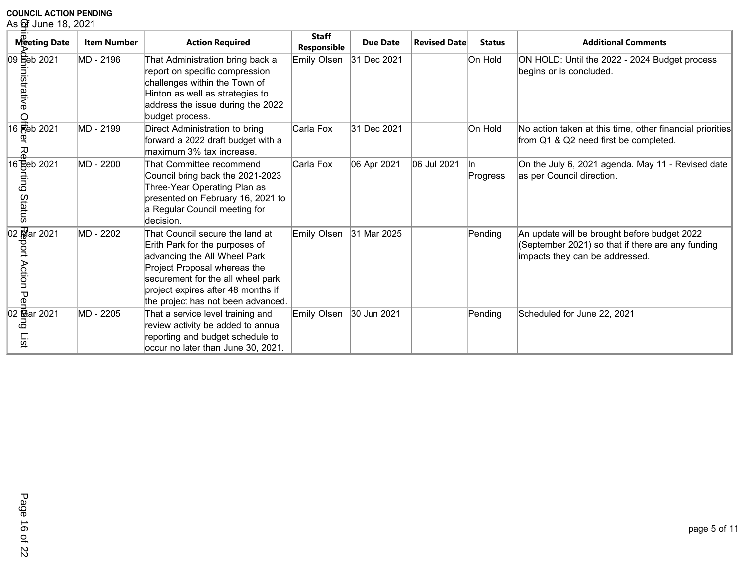**COUNCIL ACTION PENDING**

As of June 18, 2021

| Meeting Date | Item Number | Action Required | Staff Responsible | Due Date | Revised Date | Status | Additional Comments |
|---|---|---|---|---|---|---|---|
| 09 Feb 2021 | MD - 2196 | That Administration bring back a report on specific compression challenges within the Town of Hinton as well as strategies to address the issue during the 2022 budget process. | Emily Olsen | 31 Dec 2021 | | On Hold | ON HOLD: Until the 2022 - 2024 Budget process begins or is concluded. |
| 16 Feb 2021 | MD - 2199 | Direct Administration to bring forward a 2022 draft budget with a maximum 3% tax increase. | Carla Fox | 31 Dec 2021 | | On Hold | No action taken at this time, other financial priorities from Q1 & Q2 need first be completed. |
| 16 Feb 2021 | MD - 2200 | That Committee recommend Council bring back the 2021-2023 Three-Year Operating Plan as presented on February 16, 2021 to a Regular Council meeting for decision. | Carla Fox | 06 Apr 2021 | 06 Jul 2021 | In Progress | On the July 6, 2021 agenda. May 11 - Revised date as per Council direction. |
| 02 Mar 2021 | MD - 2202 | That Council secure the land at Erith Park for the purposes of advancing the All Wheel Park Project Proposal whereas the securement for the all wheel park project expires after 48 months if the project has not been advanced. | Emily Olsen | 31 Mar 2025 | | Pending | An update will be brought before budget 2022 (September 2021) so that if there are any funding impacts they can be addressed. |
| 02 Mar 2021 | MD - 2205 | That a service level training and review activity be added to annual reporting and budget schedule to occur no later than June 30, 2021. | Emily Olsen | 30 Jun 2021 | | Pending | Scheduled for June 22, 2021 |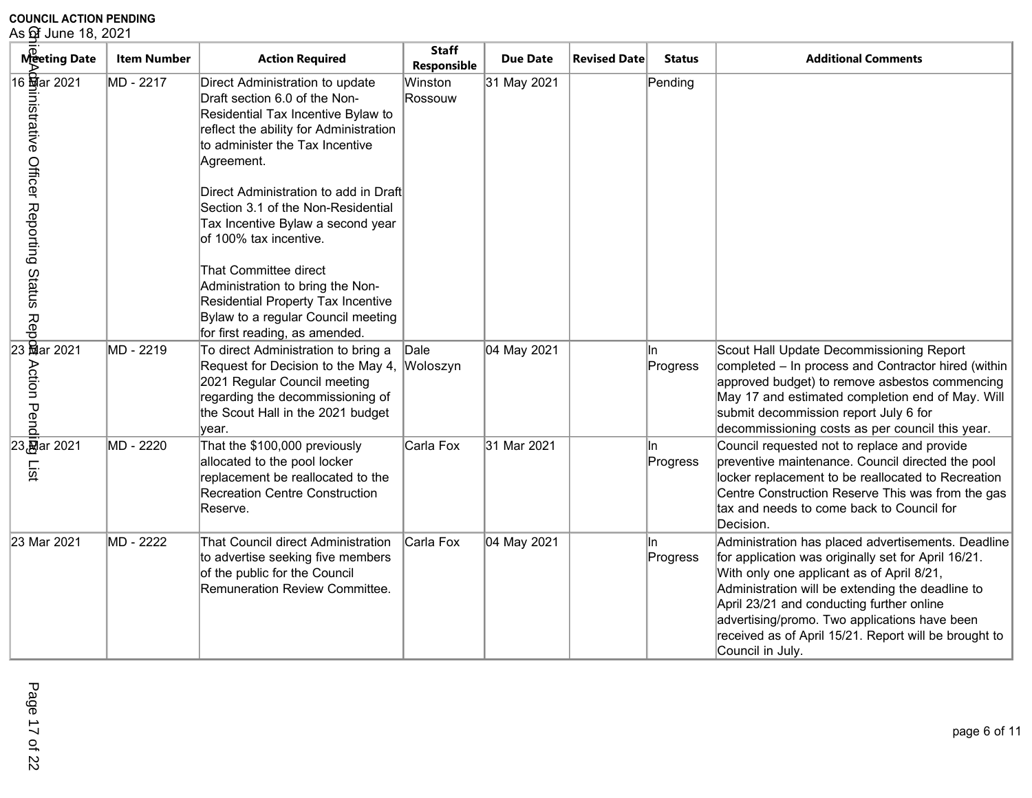**COUNCIL ACTION PENDING**

As of June 18, 2021

| Meeting Date | Item Number | Action Required | Staff Responsible | Due Date | Revised Date | Status | Additional Comments |
|---|---|---|---|---|---|---|---|
| 16 Mar 2021 | MD - 2217 | Direct Administration to update Draft section 6.0 of the Non-Residential Tax Incentive Bylaw to reflect the ability for Administration to administer the Tax Incentive Agreement.<br><br>Direct Administration to add in Draft Section 3.1 of the Non-Residential Tax Incentive Bylaw a second year of 100% tax incentive.<br><br>That Committee direct Administration to bring the Non-Residential Property Tax Incentive Bylaw to a regular Council meeting for first reading, as amended. | Winston Rossouw | 31 May 2021 | | Pending | |
| 23 Mar 2021 | MD - 2219 | To direct Administration to bring a Request for Decision to the May 4, 2021 Regular Council meeting regarding the decommissioning of the Scout Hall in the 2021 budget year. | Dale Woloszyn | 04 May 2021 | | In Progress | Scout Hall Update Decommissioning Report completed – In process and Contractor hired (within approved budget) to remove asbestos commencing May 17 and estimated completion end of May. Will submit decommission report July 6 for decommissioning costs as per council this year. |
| 23 Mar 2021 | MD - 2220 | That the $100,000 previously allocated to the pool locker replacement be reallocated to the Recreation Centre Construction Reserve. | Carla Fox | 31 Mar 2021 | | In Progress | Council requested not to replace and provide preventive maintenance. Council directed the pool locker replacement to be reallocated to Recreation Centre Construction Reserve This was from the gas tax and needs to come back to Council for Decision. |
| 23 Mar 2021 | MD - 2222 | That Council direct Administration to advertise seeking five members of the public for the Council Remuneration Review Committee. | Carla Fox | 04 May 2021 | | In Progress | Administration has placed advertisements. Deadline for application was originally set for April 16/21. With only one applicant as of April 8/21, Administration will be extending the deadline to April 23/21 and conducting further online advertising/promo. Two applications have been received as of April 15/21. Report will be brought to Council in July. |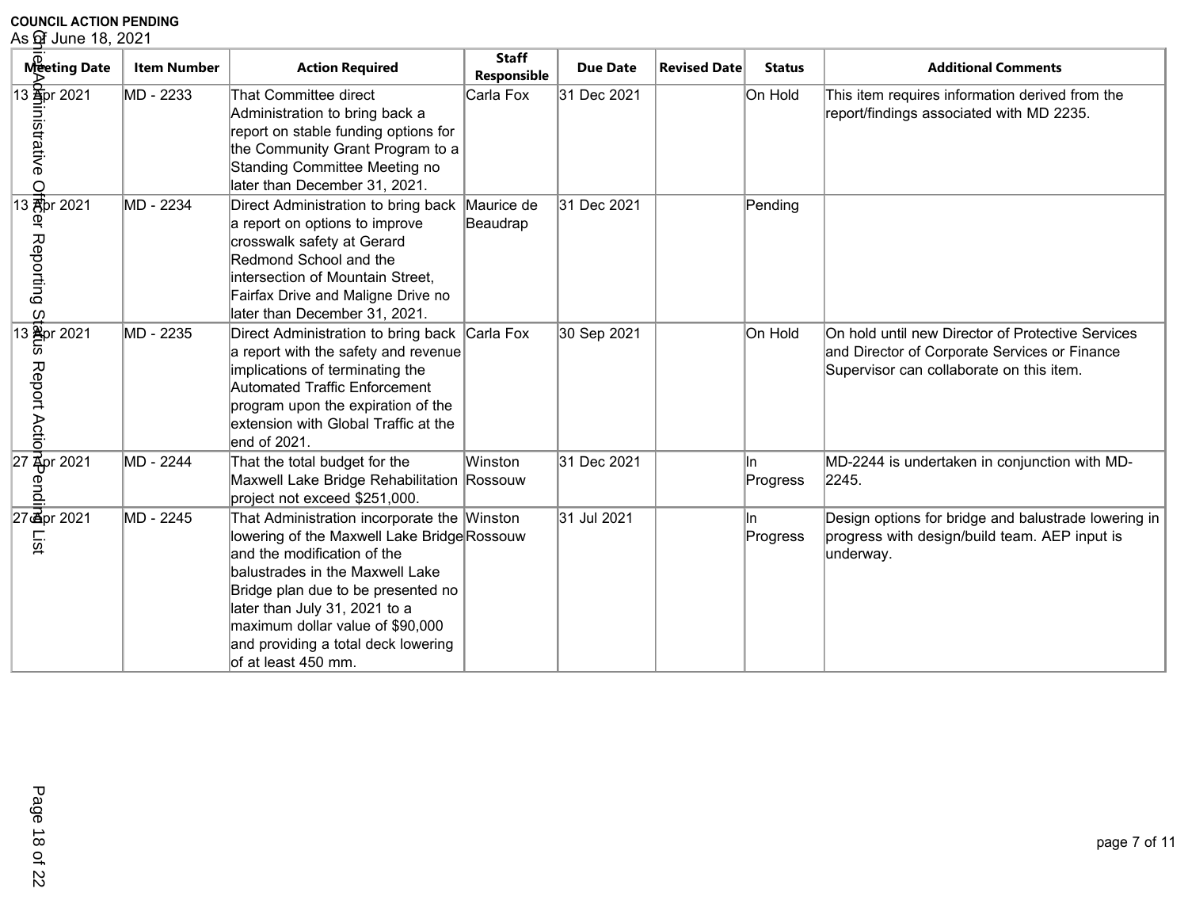**COUNCIL ACTION PENDING**

As of June 18, 2021

| Meeting Date | Item Number | Action Required | Staff Responsible | Due Date | Revised Date | Status | Additional Comments |
| --- | --- | --- | --- | --- | --- | --- | --- |
| 13 Apr 2021 | MD - 2233 | That Committee direct Administration to bring back a report on stable funding options for the Community Grant Program to a Standing Committee Meeting no later than December 31, 2021. | Carla Fox | 31 Dec 2021 | | On Hold | This item requires information derived from the report/findings associated with MD 2235. |
| 13 Apr 2021 | MD - 2234 | Direct Administration to bring back a report on options to improve crosswalk safety at Gerard Redmond School and the intersection of Mountain Street, Fairfax Drive and Maligne Drive no later than December 31, 2021. | Maurice de Beaudrap | 31 Dec 2021 | | Pending | |
| 13 Apr 2021 | MD - 2235 | Direct Administration to bring back a report with the safety and revenue implications of terminating the Automated Traffic Enforcement program upon the expiration of the extension with Global Traffic at the end of 2021. | Carla Fox | 30 Sep 2021 | | On Hold | On hold until new Director of Protective Services and Director of Corporate Services or Finance Supervisor can collaborate on this item. |
| 27 Apr 2021 | MD - 2244 | That the total budget for the Maxwell Lake Bridge Rehabilitation project not exceed $251,000. | Winston Rossouw | 31 Dec 2021 | | In Progress | MD-2244 is undertaken in conjunction with MD-2245. |
| 27 Apr 2021 | MD - 2245 | That Administration incorporate the lowering of the Maxwell Lake Bridge and the modification of the balustrades in the Maxwell Lake Bridge plan due to be presented no later than July 31, 2021 to a maximum dollar value of $90,000 and providing a total deck lowering of at least 450 mm. | Winston Rossouw | 31 Jul 2021 | | In Progress | Design options for bridge and balustrade lowering in progress with design/build team. AEP input is underway. |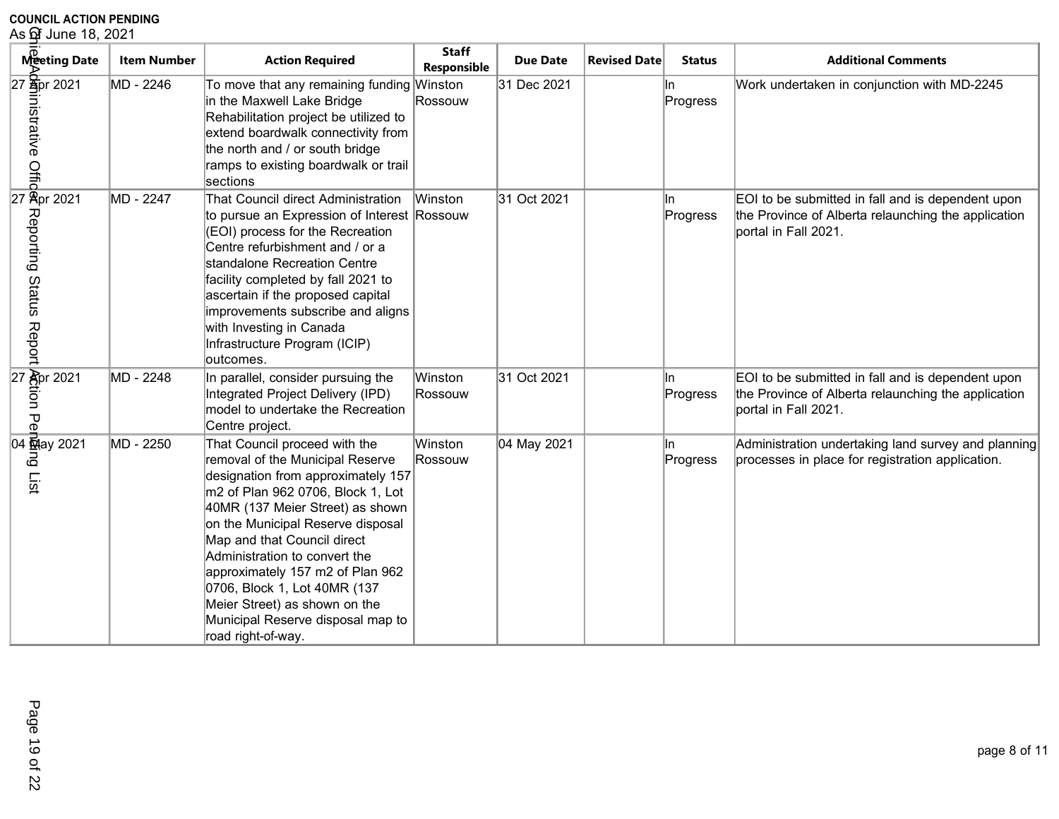**COUNCIL ACTION PENDING**

As of June 18, 2021

| Meeting Date | Item Number | Action Required | Staff Responsible | Due Date | Revised Date | Status | Additional Comments |
| --- | --- | --- | --- | --- | --- | --- | --- |
| 27 Apr 2021 | MD - 2246 | To move that any remaining funding in the Maxwell Lake Bridge Rehabilitation project be utilized to extend boardwalk connectivity from the north and / or south bridge ramps to existing boardwalk or trail sections | Winston Rossouw | 31 Dec 2021 | | In Progress | Work undertaken in conjunction with MD-2245 |
| 27 Apr 2021 | MD - 2247 | That Council direct Administration to pursue an Expression of Interest (EOI) process for the Recreation Centre refurbishment and / or a standalone Recreation Centre facility completed by fall 2021 to ascertain if the proposed capital improvements subscribe and aligns with Investing in Canada Infrastructure Program (ICIP) outcomes. | Winston Rossouw | 31 Oct 2021 | | In Progress | EOI to be submitted in fall and is dependent upon the Province of Alberta relaunching the application portal in Fall 2021. |
| 27 Apr 2021 | MD - 2248 | In parallel, consider pursuing the Integrated Project Delivery (IPD) model to undertake the Recreation Centre project. | Winston Rossouw | 31 Oct 2021 | | In Progress | EOI to be submitted in fall and is dependent upon the Province of Alberta relaunching the application portal in Fall 2021. |
| 04 May 2021 | MD - 2250 | That Council proceed with the removal of the Municipal Reserve designation from approximately 157 m2 of Plan 962 0706, Block 1, Lot 40MR (137 Meier Street) as shown on the Municipal Reserve disposal Map and that Council direct Administration to convert the approximately 157 m2 of Plan 962 0706, Block 1, Lot 40MR (137 Meier Street) as shown on the Municipal Reserve disposal map to road right-of-way. | Winston Rossouw | 04 May 2021 | | In Progress | Administration undertaking land survey and planning processes in place for registration application. |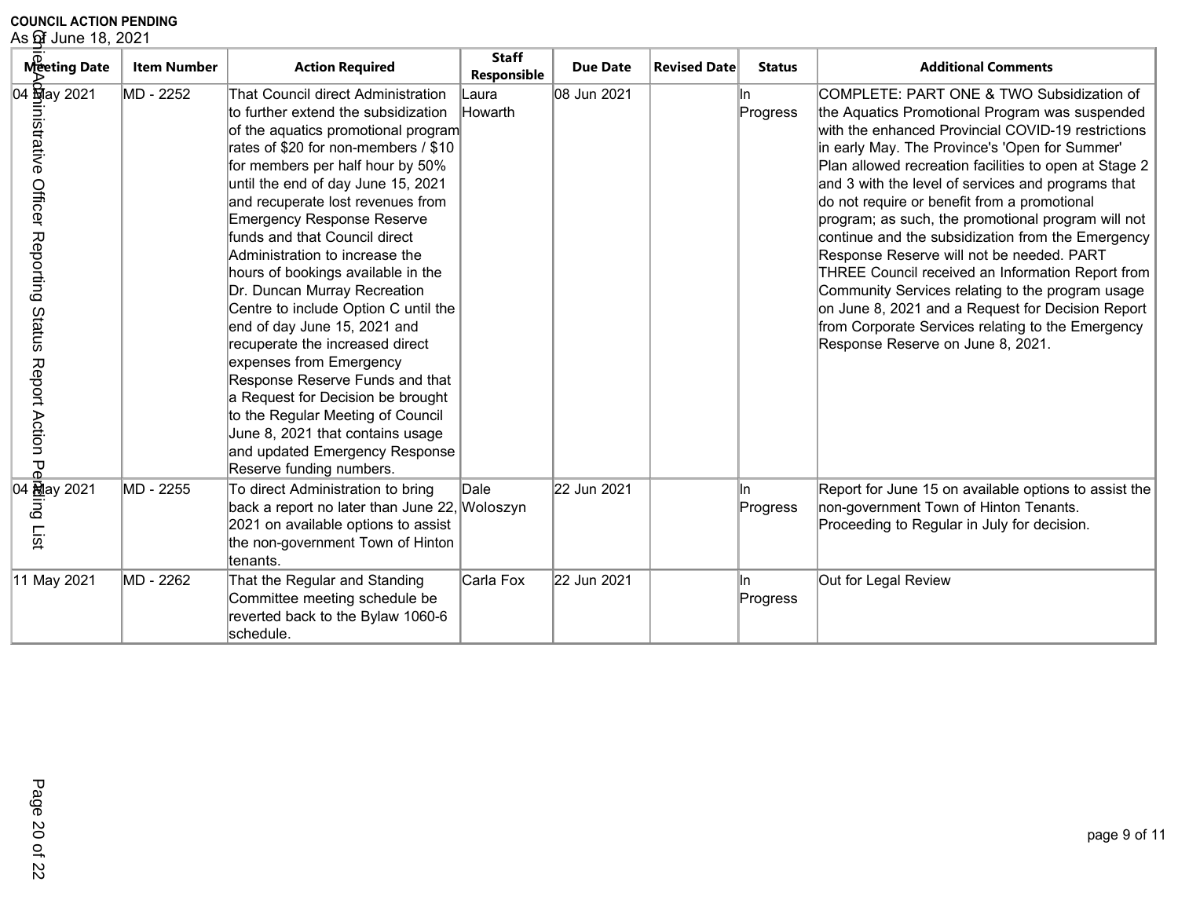**COUNCIL ACTION PENDING**

As of June 18, 2021

| Meeting Date | Item Number | Action Required | Staff Responsible | Due Date | Revised Date | Status | Additional Comments |
|---|---|---|---|---|---|---|---|
| 04 May 2021 | MD - 2252 | That Council direct Administration to further extend the subsidization of the aquatics promotional program rates of $20 for non-members / $10 for members per half hour by 50% until the end of day June 15, 2021 and recuperate lost revenues from Emergency Response Reserve funds and that Council direct Administration to increase the hours of bookings available in the Dr. Duncan Murray Recreation Centre to include Option C until the end of day June 15, 2021 and recuperate the increased direct expenses from Emergency Response Reserve Funds and that a Request for Decision be brought to the Regular Meeting of Council June 8, 2021 that contains usage and updated Emergency Response Reserve funding numbers. | Laura Howarth | 08 Jun 2021 | | In Progress | COMPLETE: PART ONE & TWO Subsidization of the Aquatics Promotional Program was suspended with the enhanced Provincial COVID-19 restrictions in early May. The Province's 'Open for Summer' Plan allowed recreation facilities to open at Stage 2 and 3 with the level of services and programs that do not require or benefit from a promotional program; as such, the promotional program will not continue and the subsidization from the Emergency Response Reserve will not be needed. PART THREE Council received an Information Report from Community Services relating to the program usage on June 8, 2021 and a Request for Decision Report from Corporate Services relating to the Emergency Response Reserve on June 8, 2021. |
| 04 May 2021 | MD - 2255 | To direct Administration to bring back a report no later than June 22, 2021 on available options to assist the non-government Town of Hinton tenants. | Dale Woloszyn | 22 Jun 2021 | | In Progress | Report for June 15 on available options to assist the non-government Town of Hinton Tenants. Proceeding to Regular in July for decision. |
| 11 May 2021 | MD - 2262 | That the Regular and Standing Committee meeting schedule be reverted back to the Bylaw 1060-6 schedule. | Carla Fox | 22 Jun 2021 | | In Progress | Out for Legal Review |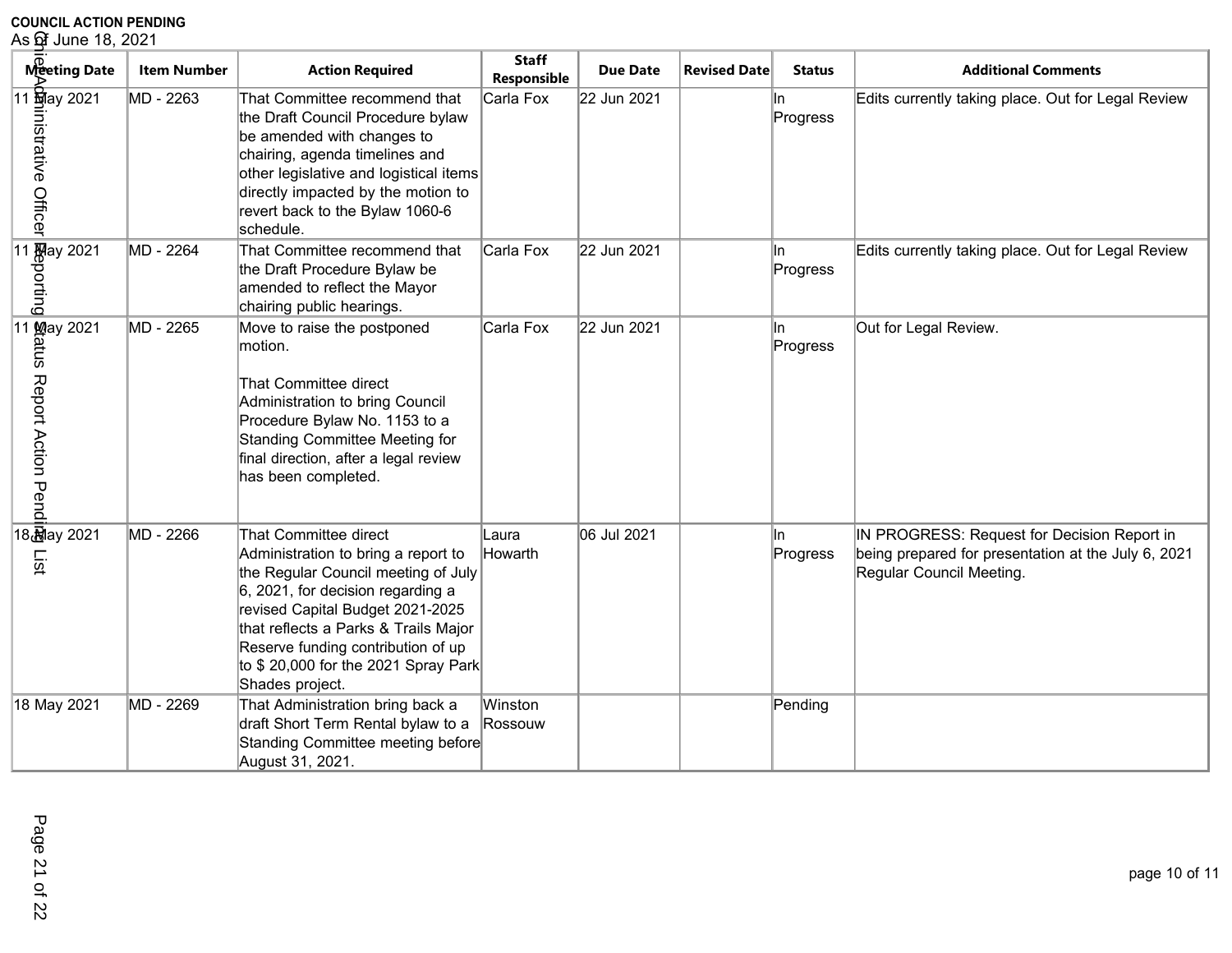**COUNCIL ACTION PENDING**

As of June 18, 2021

| Meeting Date | Item Number | Action Required | Staff Responsible | Due Date | Revised Date | Status | Additional Comments |
|---|---|---|---|---|---|---|---|
| 11 May 2021 | MD - 2263 | That Committee recommend that the Draft Council Procedure bylaw be amended with changes to chairing, agenda timelines and other legislative and logistical items directly impacted by the motion to revert back to the Bylaw 1060-6 schedule. | Carla Fox | 22 Jun 2021 | | In Progress | Edits currently taking place. Out for Legal Review |
| 11 May 2021 | MD - 2264 | That Committee recommend that the Draft Procedure Bylaw be amended to reflect the Mayor chairing public hearings. | Carla Fox | 22 Jun 2021 | | In Progress | Edits currently taking place. Out for Legal Review |
| 11 May 2021 | MD - 2265 | Move to raise the postponed motion.<br><br>That Committee direct Administration to bring Council Procedure Bylaw No. 1153 to a Standing Committee Meeting for final direction, after a legal review has been completed. | Carla Fox | 22 Jun 2021 | | In Progress | Out for Legal Review. |
| 18 May 2021 | MD - 2266 | That Committee direct Administration to bring a report to the Regular Council meeting of July 6, 2021, for decision regarding a revised Capital Budget 2021-2025 that reflects a Parks & Trails Major Reserve funding contribution of up to $ 20,000 for the 2021 Spray Park Shades project. | Laura Howarth | 06 Jul 2021 | | In Progress | IN PROGRESS: Request for Decision Report in being prepared for presentation at the July 6, 2021 Regular Council Meeting. |
| 18 May 2021 | MD - 2269 | That Administration bring back a draft Short Term Rental bylaw to a Standing Committee meeting before August 31, 2021. | Winston Rossouw | | | Pending | |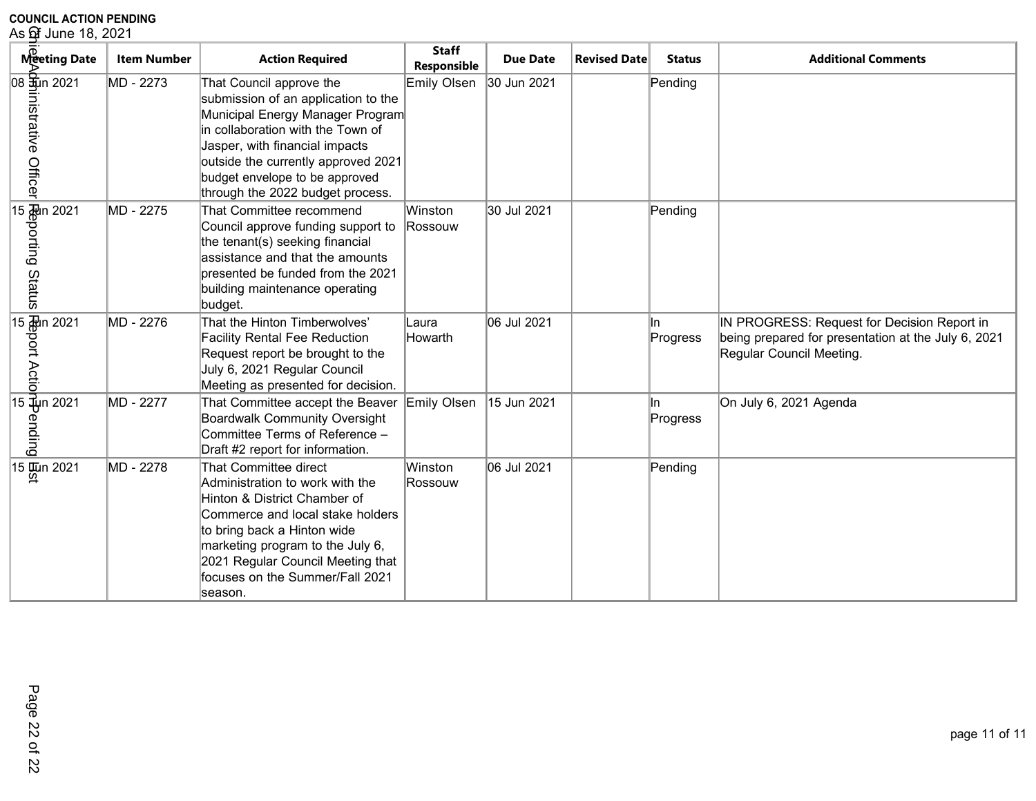**COUNCIL ACTION PENDING**
As of June 18, 2021

| Meeting Date | Item Number | Action Required | Staff Responsible | Due Date | Revised Date | Status | Additional Comments |
|---|---|---|---|---|---|---|---|
| 08 Jun 2021 | MD - 2273 | That Council approve the submission of an application to the Municipal Energy Manager Program in collaboration with the Town of Jasper, with financial impacts outside the currently approved 2021 budget envelope to be approved through the 2022 budget process. | Emily Olsen | 30 Jun 2021 | | Pending | |
| 15 Jun 2021 | MD - 2275 | That Committee recommend Council approve funding support to the tenant(s) seeking financial assistance and that the amounts presented be funded from the 2021 building maintenance operating budget. | Winston Rossouw | 30 Jul 2021 | | Pending | |
| 15 Jun 2021 | MD - 2276 | That the Hinton Timberwolves' Facility Rental Fee Reduction Request report be brought to the July 6, 2021 Regular Council Meeting as presented for decision. | Laura Howarth | 06 Jul 2021 | | In Progress | IN PROGRESS: Request for Decision Report in being prepared for presentation at the July 6, 2021 Regular Council Meeting. |
| 15 Jun 2021 | MD - 2277 | That Committee accept the Beaver Boardwalk Community Oversight Committee Terms of Reference – Draft #2 report for information. | Emily Olsen | 15 Jun 2021 | | In Progress | On July 6, 2021 Agenda |
| 15 Jun 2021 | MD - 2278 | That Committee direct Administration to work with the Hinton & District Chamber of Commerce and local stake holders to bring back a Hinton wide marketing program to the July 6, 2021 Regular Council Meeting that focuses on the Summer/Fall 2021 season. | Winston Rossouw | 06 Jul 2021 | | Pending | |